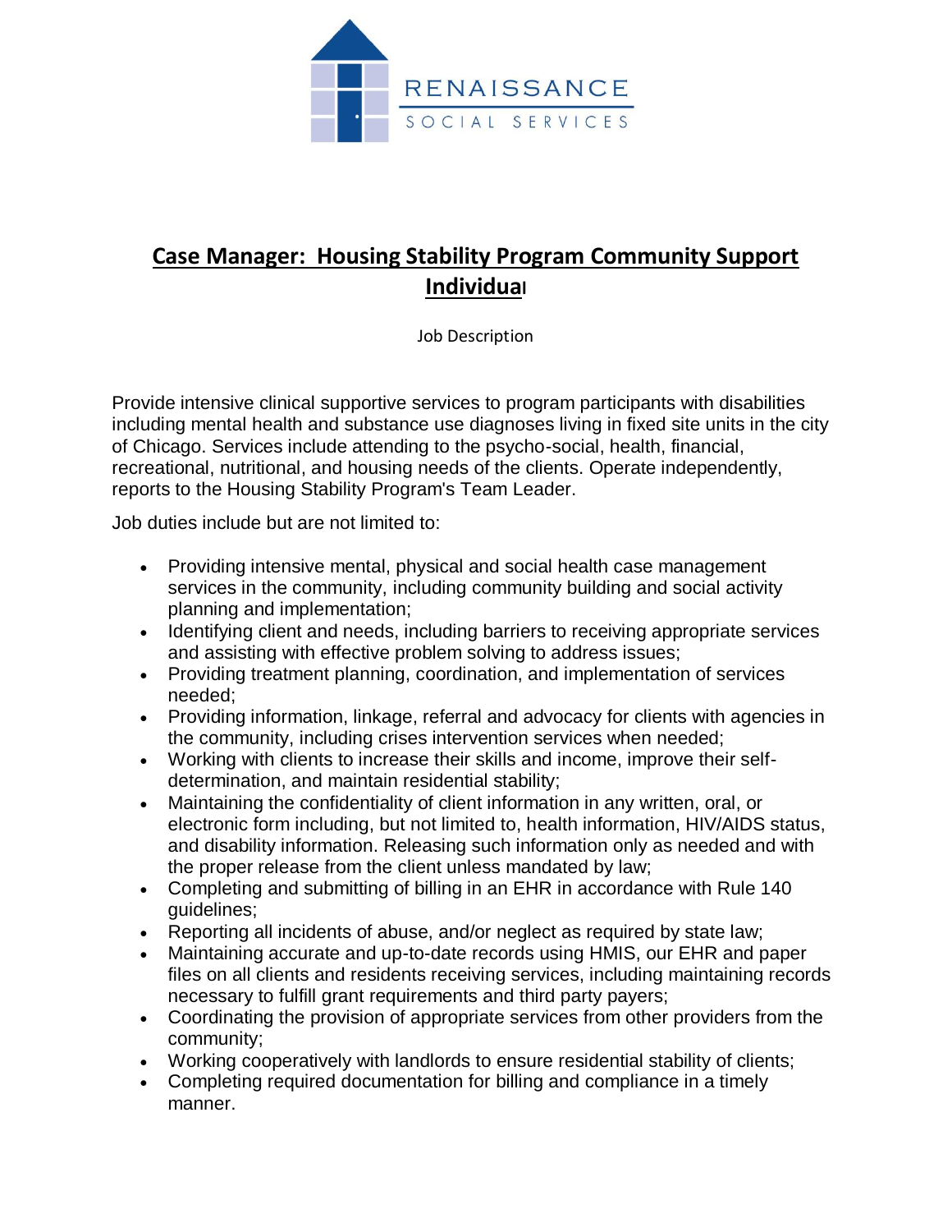RENAISSANCE
SOCIAL SERVICES

# Case Manager: Housing Stability Program Community Support Individual

Job Description

Provide intensive clinical supportive services to program participants with disabilities including mental health and substance use diagnoses living in fixed site units in the city of Chicago. Services include attending to the psycho-social, health, financial, recreational, nutritional, and housing needs of the clients. Operate independently, reports to the Housing Stability Program's Team Leader.

Job duties include but are not limited to:

- Providing intensive mental, physical and social health case management services in the community, including community building and social activity planning and implementation;
- Identifying client and needs, including barriers to receiving appropriate services and assisting with effective problem solving to address issues;
- Providing treatment planning, coordination, and implementation of services needed;
- Providing information, linkage, referral and advocacy for clients with agencies in the community, including crises intervention services when needed;
- Working with clients to increase their skills and income, improve their self-determination, and maintain residential stability;
- Maintaining the confidentiality of client information in any written, oral, or electronic form including, but not limited to, health information, HIV/AIDS status, and disability information. Releasing such information only as needed and with the proper release from the client unless mandated by law;
- Completing and submitting of billing in an EHR in accordance with Rule 140 guidelines;
- Reporting all incidents of abuse, and/or neglect as required by state law;
- Maintaining accurate and up-to-date records using HMIS, our EHR and paper files on all clients and residents receiving services, including maintaining records necessary to fulfill grant requirements and third party payers;
- Coordinating the provision of appropriate services from other providers from the community;
- Working cooperatively with landlords to ensure residential stability of clients;
- Completing required documentation for billing and compliance in a timely manner.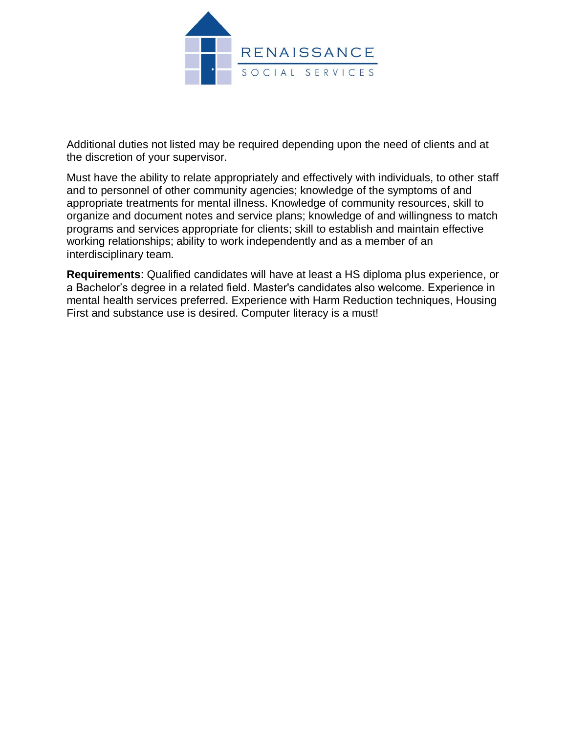Additional duties not listed may be required depending upon the need of clients and at the discretion of your supervisor.

Must have the ability to relate appropriately and effectively with individuals, to other staff and to personnel of other community agencies; knowledge of the symptoms of and appropriate treatments for mental illness. Knowledge of community resources, skill to organize and document notes and service plans; knowledge of and willingness to match programs and services appropriate for clients; skill to establish and maintain effective working relationships; ability to work independently and as a member of an interdisciplinary team.

**Requirements**: Qualified candidates will have at least a HS diploma plus experience, or a Bachelor's degree in a related field. Master's candidates also welcome. Experience in mental health services preferred. Experience with Harm Reduction techniques, Housing First and substance use is desired. Computer literacy is a must!